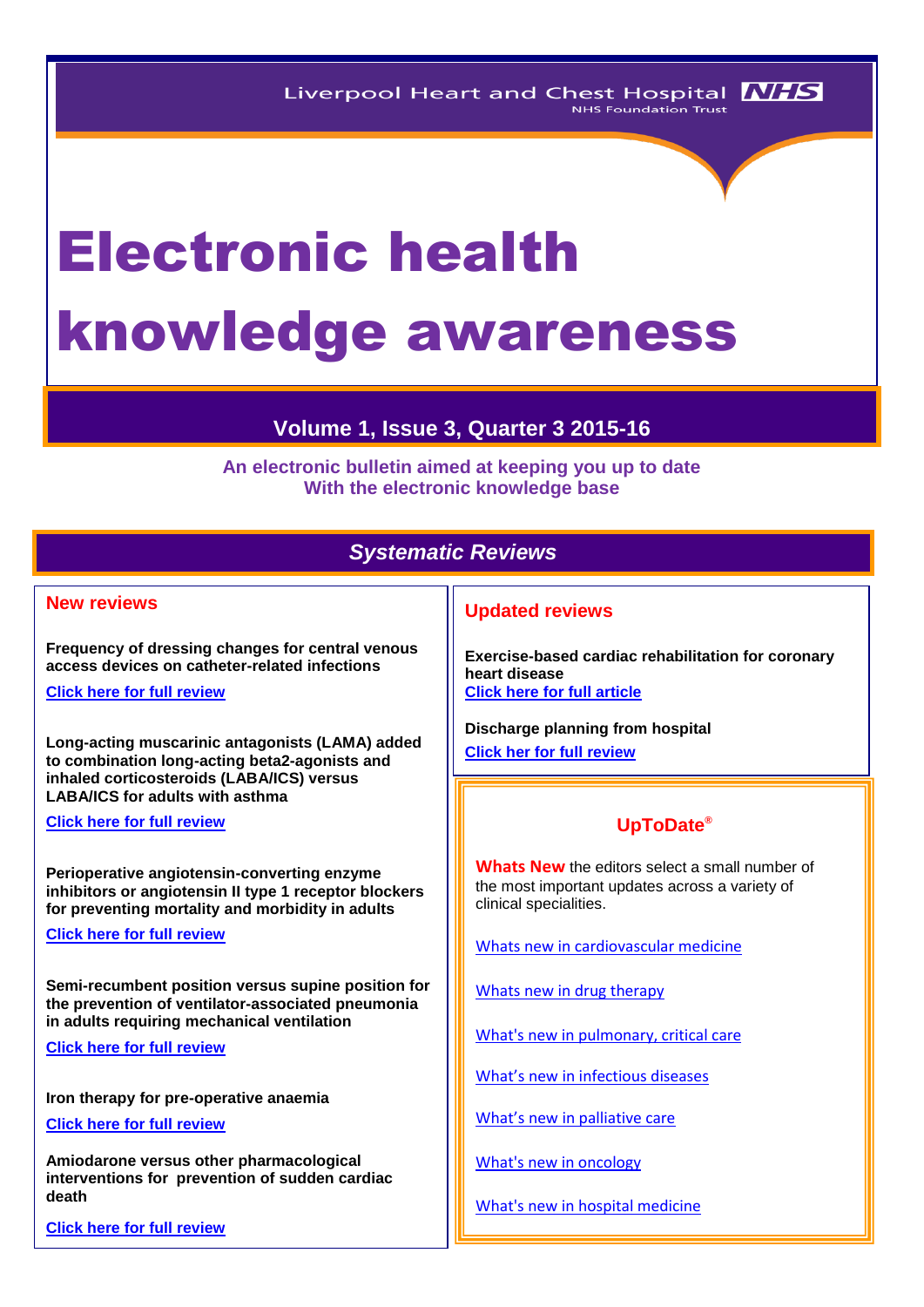Liverpool Heart and Chest Hospital NHS
NHS Foundation Trust

# Electronic health knowledge awareness

## Volume 1, Issue 3, Quarter 3 2015-16

**An electronic bulletin aimed at keeping you up to date With the electronic knowledge base**

## *Systematic Reviews*

### New reviews

**Frequency of dressing changes for central venous access devices on catheter-related infections**

Click here for full review

**Long-acting muscarinic antagonists (LAMA) added to combination long-acting beta2-agonists and inhaled corticosteroids (LABA/ICS) versus LABA/ICS for adults with asthma**

Click here for full review

**Perioperative angiotensin-converting enzyme inhibitors or angiotensin II type 1 receptor blockers for preventing mortality and morbidity in adults**

Click here for full review

**Semi-recumbent position versus supine position for the prevention of ventilator-associated pneumonia in adults requiring mechanical ventilation**

Click here for full review

**Iron therapy for pre-operative anaemia**

Click here for full review

**Amiodarone versus other pharmacological interventions for prevention of sudden cardiac death**

Click here for full review

### Updated reviews

**Exercise-based cardiac rehabilitation for coronary heart disease**

Click here for full article

**Discharge planning from hospital**

Click her for full review

### UpToDate®

**Whats New** the editors select a small number of the most important updates across a variety of clinical specialities.

Whats new in cardiovascular medicine

Whats new in drug therapy

What's new in pulmonary, critical care

What's new in infectious diseases

What's new in palliative care

What's new in oncology

What's new in hospital medicine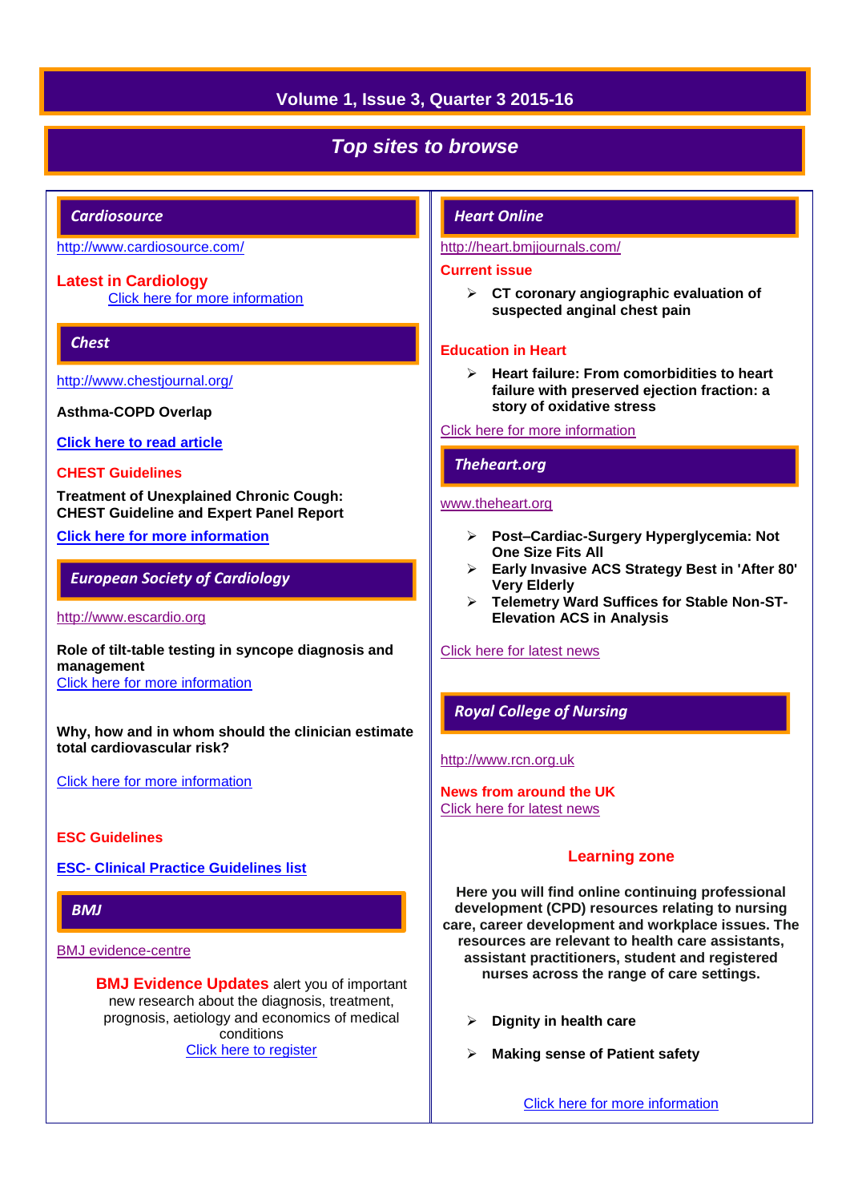## Top sites to browse

### *Cardiosource*

http://www.cardiosource.com/

**Latest in Cardiology**
Click here for more information

### *Chest*

http://www.chestjournal.org/

**Asthma-COPD Overlap**

**Click here to read article**

**CHEST Guidelines**

**Treatment of Unexplained Chronic Cough: CHEST Guideline and Expert Panel Report**

**Click here for more information**

### *European Society of Cardiology*

http://www.escardio.org

**Role of tilt-table testing in syncope diagnosis and management**
Click here for more information

**Why, how and in whom should the clinician estimate total cardiovascular risk?**

Click here for more information

**ESC Guidelines**

**ESC- Clinical Practice Guidelines list**

### *BMJ*

BMJ evidence-centre

**BMJ Evidence Updates** alert you of important new research about the diagnosis, treatment, prognosis, aetiology and economics of medical conditions
Click here to register

### *Heart Online*

http://heart.bmjjournals.com/

**Current issue**

- **CT coronary angiographic evaluation of suspected anginal chest pain**

**Education in Heart**

- **Heart failure: From comorbidities to heart failure with preserved ejection fraction: a story of oxidative stress**

Click here for more information

### *Theheart.org*

www.theheart.org

- **Post–Cardiac-Surgery Hyperglycemia: Not One Size Fits All**
- **Early Invasive ACS Strategy Best in 'After 80' Very Elderly**
- **Telemetry Ward Suffices for Stable Non-ST-Elevation ACS in Analysis**

Click here for latest news

### *Royal College of Nursing*

http://www.rcn.org.uk

**News from around the UK**
Click here for latest news

**Learning zone**

**Here you will find online continuing professional development (CPD) resources relating to nursing care, career development and workplace issues. The resources are relevant to health care assistants, assistant practitioners, student and registered nurses across the range of care settings.**

- **Dignity in health care**
- **Making sense of Patient safety**

Click here for more information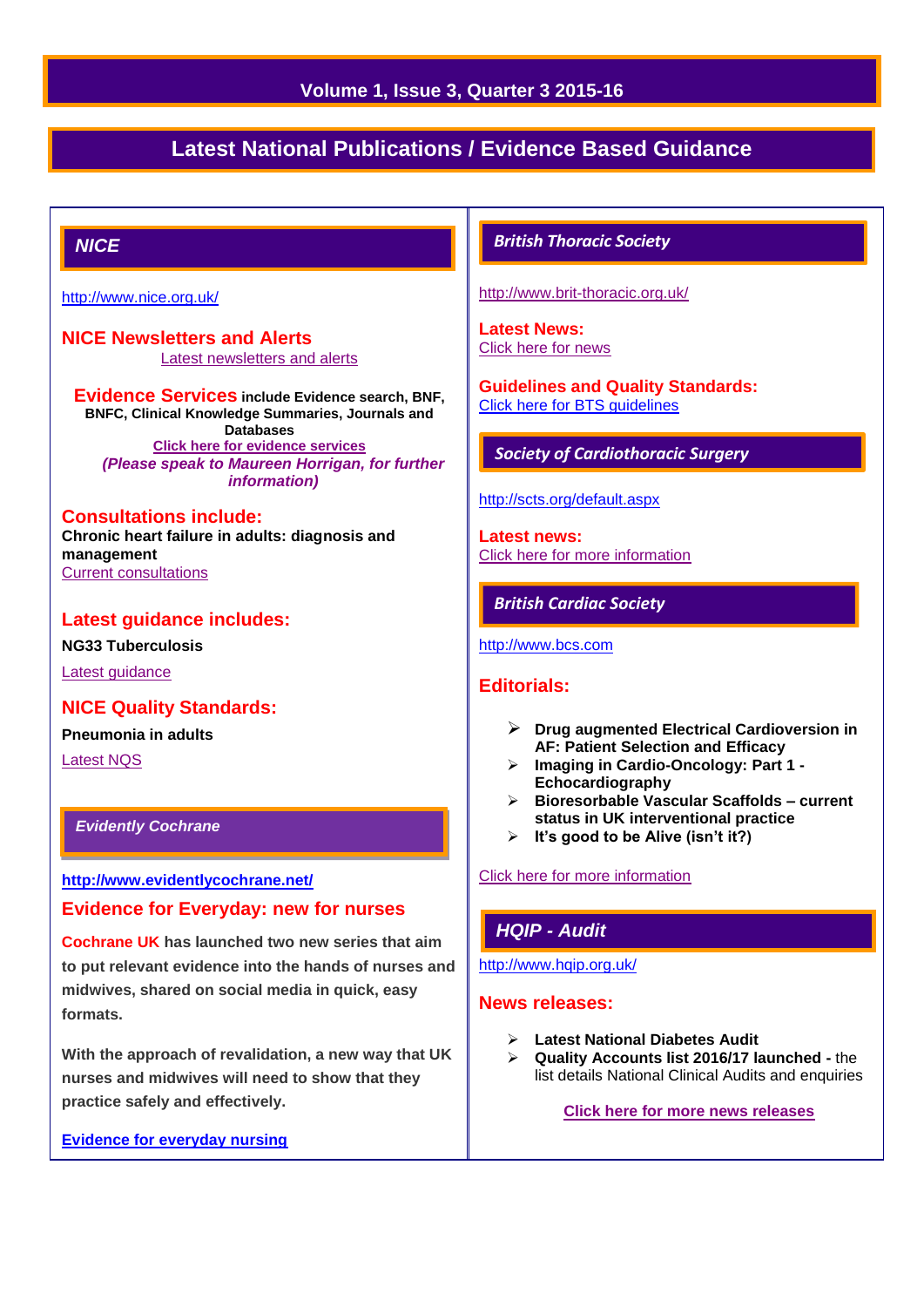Volume 1, Issue 3, Quarter 3 2015-16

# Latest National Publications / Evidence Based Guidance

## NICE

http://www.nice.org.uk/

### NICE Newsletters and Alerts

Latest newsletters and alerts

**Evidence Services** **include Evidence search, BNF, BNFC, Clinical Knowledge Summaries, Journals and Databases**

**Click here for evidence services**

***(Please speak to Maureen Horrigan, for further information)***

### Consultations include:

**Chronic heart failure in adults: diagnosis and management**

Current consultations

### Latest guidance includes:

**NG33 Tuberculosis**

Latest guidance

### NICE Quality Standards:

**Pneumonia in adults**

Latest NQS

## Evidently Cochrane

**http://www.evidentlycochrane.net/**

### Evidence for Everyday: new for nurses

**Cochrane UK has launched two new series that aim to put relevant evidence into the hands of nurses and midwives, shared on social media in quick, easy formats.**

**With the approach of revalidation, a new way that UK nurses and midwives will need to show that they practice safely and effectively.**

**Evidence for everyday nursing**

## British Thoracic Society

http://www.brit-thoracic.org.uk/

### Latest News:

Click here for news

### Guidelines and Quality Standards:

Click here for BTS guidelines

## Society of Cardiothoracic Surgery

http://scts.org/default.aspx

### Latest news:

Click here for more information

## British Cardiac Society

http://www.bcs.com

### Editorials:

- **Drug augmented Electrical Cardioversion in AF: Patient Selection and Efficacy**
- **Imaging in Cardio-Oncology: Part 1 - Echocardiography**
- **Bioresorbable Vascular Scaffolds – current status in UK interventional practice**
- **It's good to be Alive (isn't it?)**

Click here for more information

## HQIP - Audit

http://www.hqip.org.uk/

### News releases:

- **Latest National Diabetes Audit**
- **Quality Accounts list 2016/17 launched -** the list details National Clinical Audits and enquiries

**Click here for more news releases**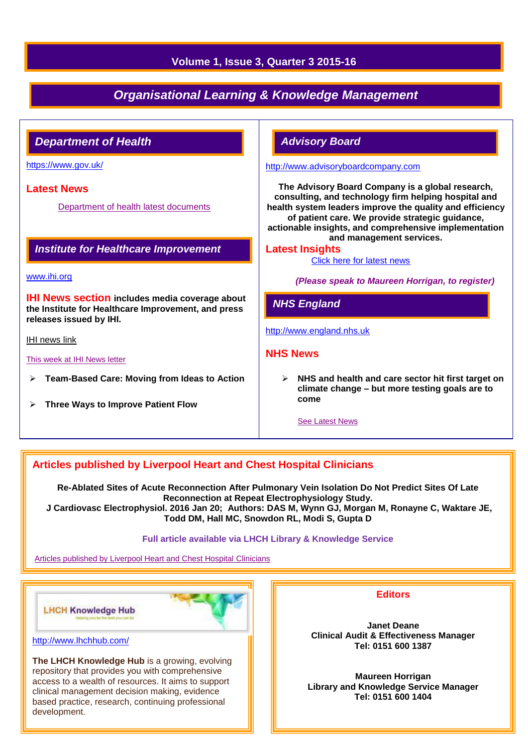**Volume 1, Issue 3, Quarter 3 2015-16**

# *Organisational Learning & Knowledge Management*

## *Department of Health*

https://www.gov.uk/

### Latest News

Department of health latest documents

## *Institute for Healthcare Improvement*

www.ihi.org

**IHI News section includes media coverage about the Institute for Healthcare Improvement, and press releases issued by IHI.**

IHI news link

This week at IHI News letter

- **Team-Based Care: Moving from Ideas to Action**
- **Three Ways to Improve Patient Flow**

## *Advisory Board*

http://www.advisoryboardcompany.com

**The Advisory Board Company is a global research, consulting, and technology firm helping hospital and health system leaders improve the quality and efficiency of patient care. We provide strategic guidance, actionable insights, and comprehensive implementation and management services.**

### Latest Insights

Click here for latest news

***(Please speak to Maureen Horrigan, to register)***

## *NHS England*

http://www.england.nhs.uk

### NHS News

- **NHS and health and care sector hit first target on climate change – but more testing goals are to come**

See Latest News

## Articles published by Liverpool Heart and Chest Hospital Clinicians

**Re-Ablated Sites of Acute Reconnection After Pulmonary Vein Isolation Do Not Predict Sites Of Late Reconnection at Repeat Electrophysiology Study.**
**J Cardiovasc Electrophysiol. 2016 Jan 20; Authors: DAS M, Wynn GJ, Morgan M, Ronayne C, Waktare JE, Todd DM, Hall MC, Snowdon RL, Modi S, Gupta D**

**Full article available via LHCH Library & Knowledge Service**

Articles published by Liverpool Heart and Chest Hospital Clinicians

LHCH Knowledge Hub

http://www.lhchhub.com/

**The LHCH Knowledge Hub** is a growing, evolving repository that provides you with comprehensive access to a wealth of resources. It aims to support clinical management decision making, evidence based practice, research, continuing professional development.

## Editors

**Janet Deane**
**Clinical Audit & Effectiveness Manager**
**Tel: 0151 600 1387**

**Maureen Horrigan**
**Library and Knowledge Service Manager**
**Tel: 0151 600 1404**